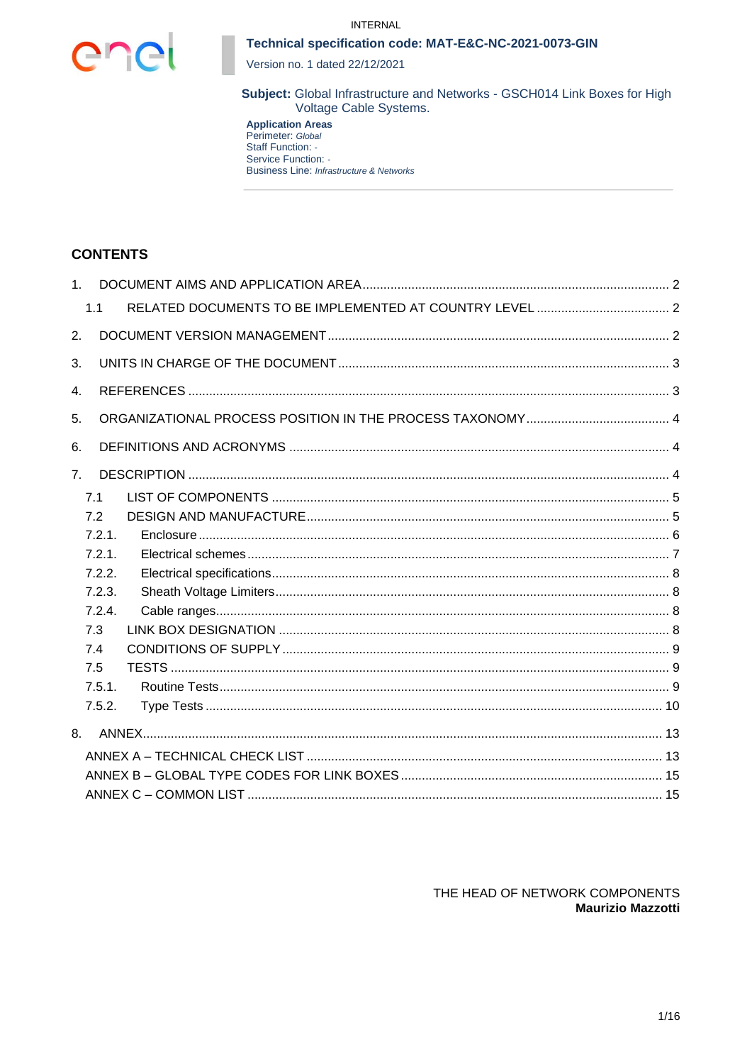INTERNAL

**Technical specification code: MAT-E&C-NC-2021-0073-GIN**

Version no. 1 dated 22/12/2021

**Subject:** Global Infrastructure and Networks - GSCH014 Link Boxes for High Voltage Cable Systems.

**Application Areas**
Perimeter: *Global*
Staff Function: -
Service Function: -
Business Line: *Infrastructure & Networks*

## CONTENTS

1. DOCUMENT AIMS AND APPLICATION AREA ..... 2
   - 1.1 RELATED DOCUMENTS TO BE IMPLEMENTED AT COUNTRY LEVEL ..... 2
2. DOCUMENT VERSION MANAGEMENT ..... 2
3. UNITS IN CHARGE OF THE DOCUMENT ..... 3
4. REFERENCES ..... 3
5. ORGANIZATIONAL PROCESS POSITION IN THE PROCESS TAXONOMY ..... 4
6. DEFINITIONS AND ACRONYMS ..... 4
7. DESCRIPTION ..... 4
   - 7.1 LIST OF COMPONENTS ..... 5
   - 7.2 DESIGN AND MANUFACTURE ..... 5
   - 7.2.1. Enclosure ..... 6
   - 7.2.1. Electrical schemes ..... 7
   - 7.2.2. Electrical specifications ..... 8
   - 7.2.3. Sheath Voltage Limiters ..... 8
   - 7.2.4. Cable ranges ..... 8
   - 7.3 LINK BOX DESIGNATION ..... 8
   - 7.4 CONDITIONS OF SUPPLY ..... 9
   - 7.5 TESTS ..... 9
   - 7.5.1. Routine Tests ..... 9
   - 7.5.2. Type Tests ..... 10
8. ANNEX ..... 13
   - ANNEX A – TECHNICAL CHECK LIST ..... 13
   - ANNEX B – GLOBAL TYPE CODES FOR LINK BOXES ..... 15
   - ANNEX C – COMMON LIST ..... 15

THE HEAD OF NETWORK COMPONENTS
**Maurizio Mazzotti**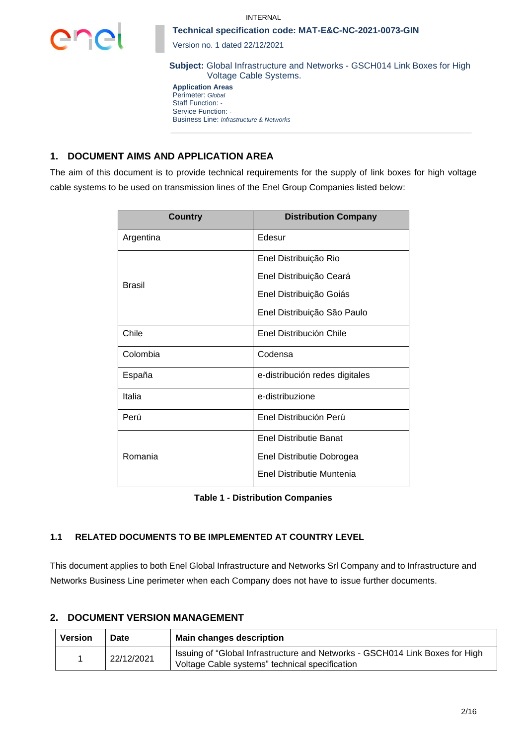INTERNAL

**Technical specification code: MAT-E&C-NC-2021-0073-GIN**

Version no. 1 dated 22/12/2021

**Subject:** Global Infrastructure and Networks - GSCH014 Link Boxes for High Voltage Cable Systems.

**Application Areas**
Perimeter: *Global*
Staff Function: -
Service Function: -
Business Line: *Infrastructure & Networks*

## 1. DOCUMENT AIMS AND APPLICATION AREA

The aim of this document is to provide technical requirements for the supply of link boxes for high voltage cable systems to be used on transmission lines of the Enel Group Companies listed below:

| Country | Distribution Company |
|---|---|
| Argentina | Edesur |
| Brasil | Enel Distribuição Rio<br>Enel Distribuição Ceará<br>Enel Distribuição Goiás<br>Enel Distribuição São Paulo |
| Chile | Enel Distribución Chile |
| Colombia | Codensa |
| España | e-distribución redes digitales |
| Italia | e-distribuzione |
| Perú | Enel Distribución Perú |
| Romania | Enel Distributie Banat<br>Enel Distributie Dobrogea<br>Enel Distributie Muntenia |

**Table 1 - Distribution Companies**

### 1.1 RELATED DOCUMENTS TO BE IMPLEMENTED AT COUNTRY LEVEL

This document applies to both Enel Global Infrastructure and Networks Srl Company and to Infrastructure and Networks Business Line perimeter when each Company does not have to issue further documents.

## 2. DOCUMENT VERSION MANAGEMENT

| Version | Date | Main changes description |
|---|---|---|
| 1 | 22/12/2021 | Issuing of "Global Infrastructure and Networks - GSCH014 Link Boxes for High Voltage Cable systems" technical specification |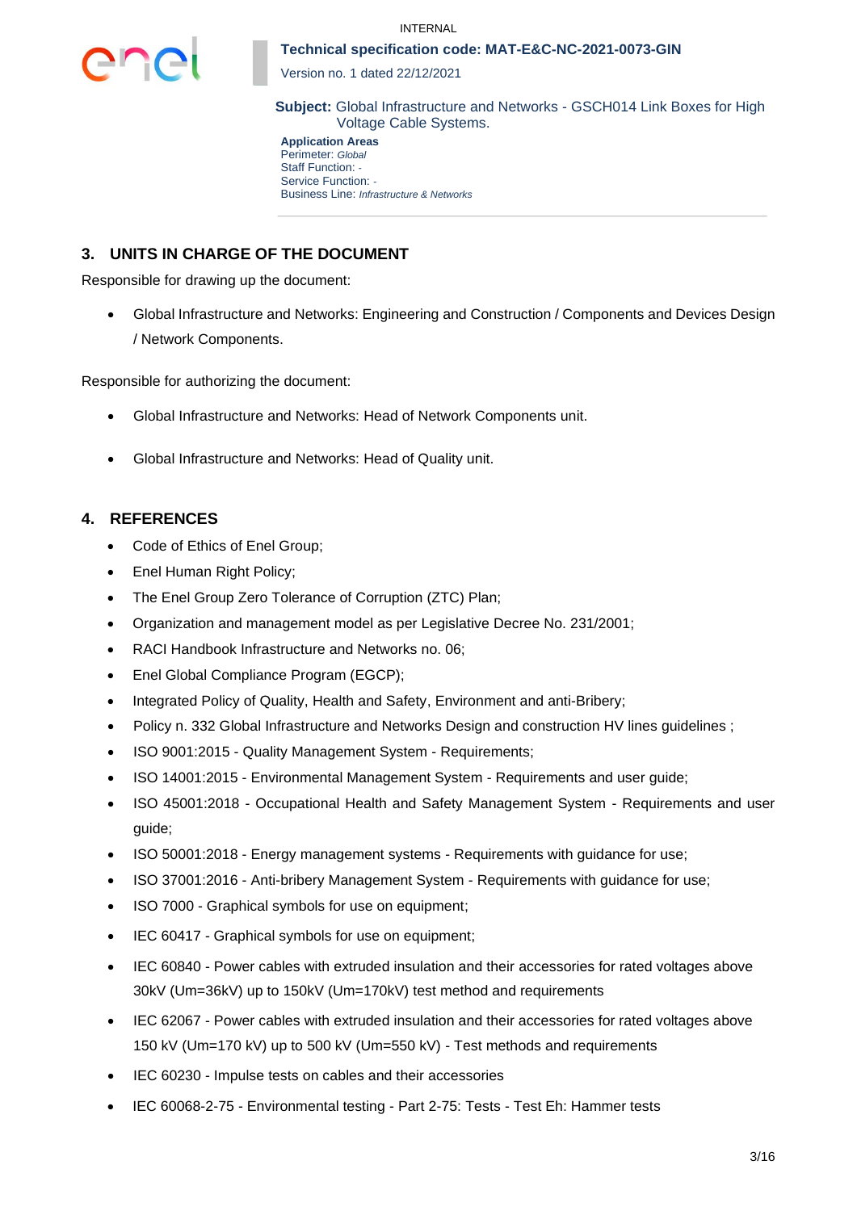## 3. UNITS IN CHARGE OF THE DOCUMENT

Responsible for drawing up the document:

- Global Infrastructure and Networks: Engineering and Construction / Components and Devices Design / Network Components.

Responsible for authorizing the document:

- Global Infrastructure and Networks: Head of Network Components unit.
- Global Infrastructure and Networks: Head of Quality unit.

## 4. REFERENCES

- Code of Ethics of Enel Group;
- Enel Human Right Policy;
- The Enel Group Zero Tolerance of Corruption (ZTC) Plan;
- Organization and management model as per Legislative Decree No. 231/2001;
- RACI Handbook Infrastructure and Networks no. 06;
- Enel Global Compliance Program (EGCP);
- Integrated Policy of Quality, Health and Safety, Environment and anti-Bribery;
- Policy n. 332 Global Infrastructure and Networks Design and construction HV lines guidelines ;
- ISO 9001:2015 - Quality Management System - Requirements;
- ISO 14001:2015 - Environmental Management System - Requirements and user guide;
- ISO 45001:2018 - Occupational Health and Safety Management System - Requirements and user guide;
- ISO 50001:2018 - Energy management systems - Requirements with guidance for use;
- ISO 37001:2016 - Anti-bribery Management System - Requirements with guidance for use;
- ISO 7000 - Graphical symbols for use on equipment;
- IEC 60417 - Graphical symbols for use on equipment;
- IEC 60840 - Power cables with extruded insulation and their accessories for rated voltages above 30kV (Um=36kV) up to 150kV (Um=170kV) test method and requirements
- IEC 62067 - Power cables with extruded insulation and their accessories for rated voltages above 150 kV (Um=170 kV) up to 500 kV (Um=550 kV) - Test methods and requirements
- IEC 60230 - Impulse tests on cables and their accessories
- IEC 60068-2-75 - Environmental testing - Part 2-75: Tests - Test Eh: Hammer tests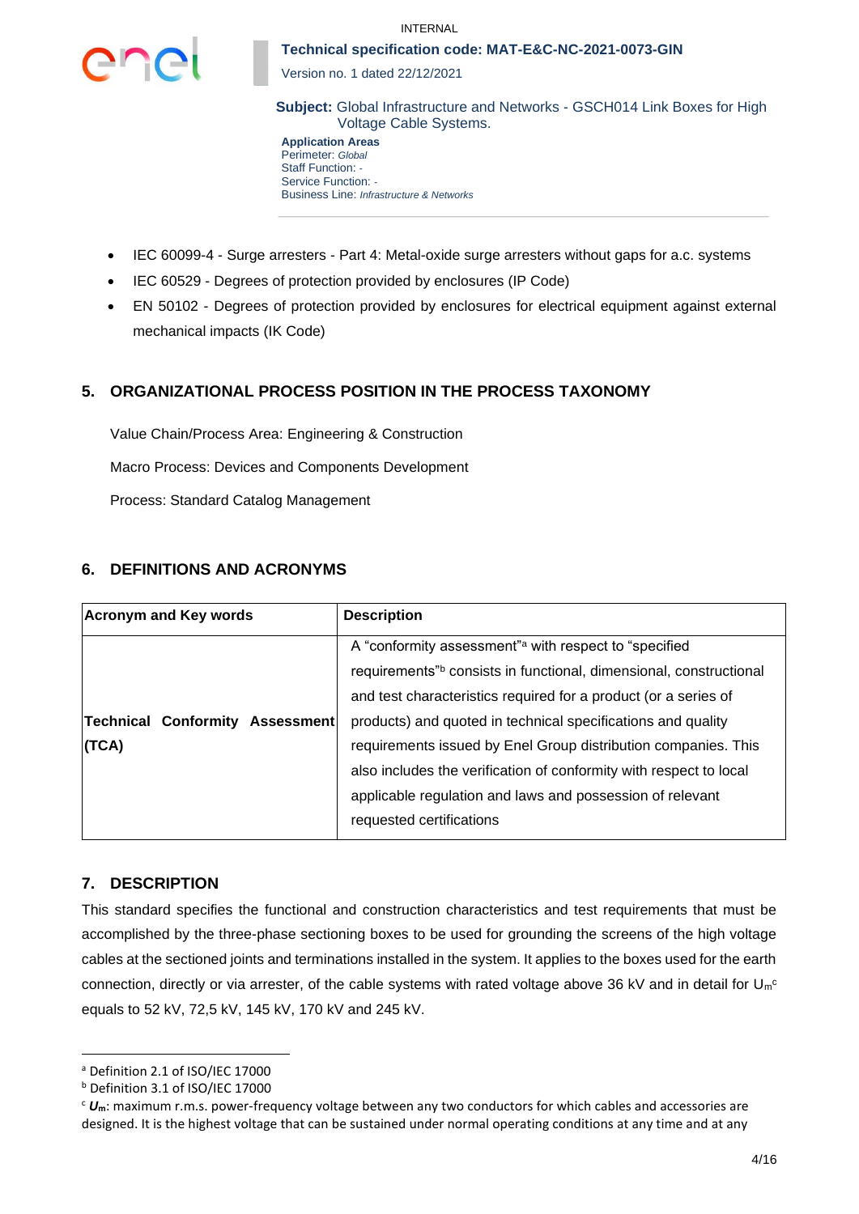- IEC 60099-4 - Surge arresters - Part 4: Metal-oxide surge arresters without gaps for a.c. systems
- IEC 60529 - Degrees of protection provided by enclosures (IP Code)
- EN 50102 - Degrees of protection provided by enclosures for electrical equipment against external mechanical impacts (IK Code)

## 5. ORGANIZATIONAL PROCESS POSITION IN THE PROCESS TAXONOMY

Value Chain/Process Area: Engineering & Construction

Macro Process: Devices and Components Development

Process: Standard Catalog Management

## 6. DEFINITIONS AND ACRONYMS

| Acronym and Key words | Description |
|---|---|
| **Technical Conformity Assessment (TCA)** | A "conformity assessment"[a] with respect to "specified requirements"[b] consists in functional, dimensional, constructional and test characteristics required for a product (or a series of products) and quoted in technical specifications and quality requirements issued by Enel Group distribution companies. This also includes the verification of conformity with respect to local applicable regulation and laws and possession of relevant requested certifications |

## 7. DESCRIPTION

This standard specifies the functional and construction characteristics and test requirements that must be accomplished by the three-phase sectioning boxes to be used for grounding the screens of the high voltage cables at the sectioned joints and terminations installed in the system. It applies to the boxes used for the earth connection, directly or via arrester, of the cable systems with rated voltage above 36 kV and in detail for $U_m$[c] equals to 52 kV, 72,5 kV, 145 kV, 170 kV and 245 kV.

---

[a] Definition 2.1 of ISO/IEC 17000

[b] Definition 3.1 of ISO/IEC 17000

[c] $U_m$: maximum r.m.s. power-frequency voltage between any two conductors for which cables and accessories are designed. It is the highest voltage that can be sustained under normal operating conditions at any time and at any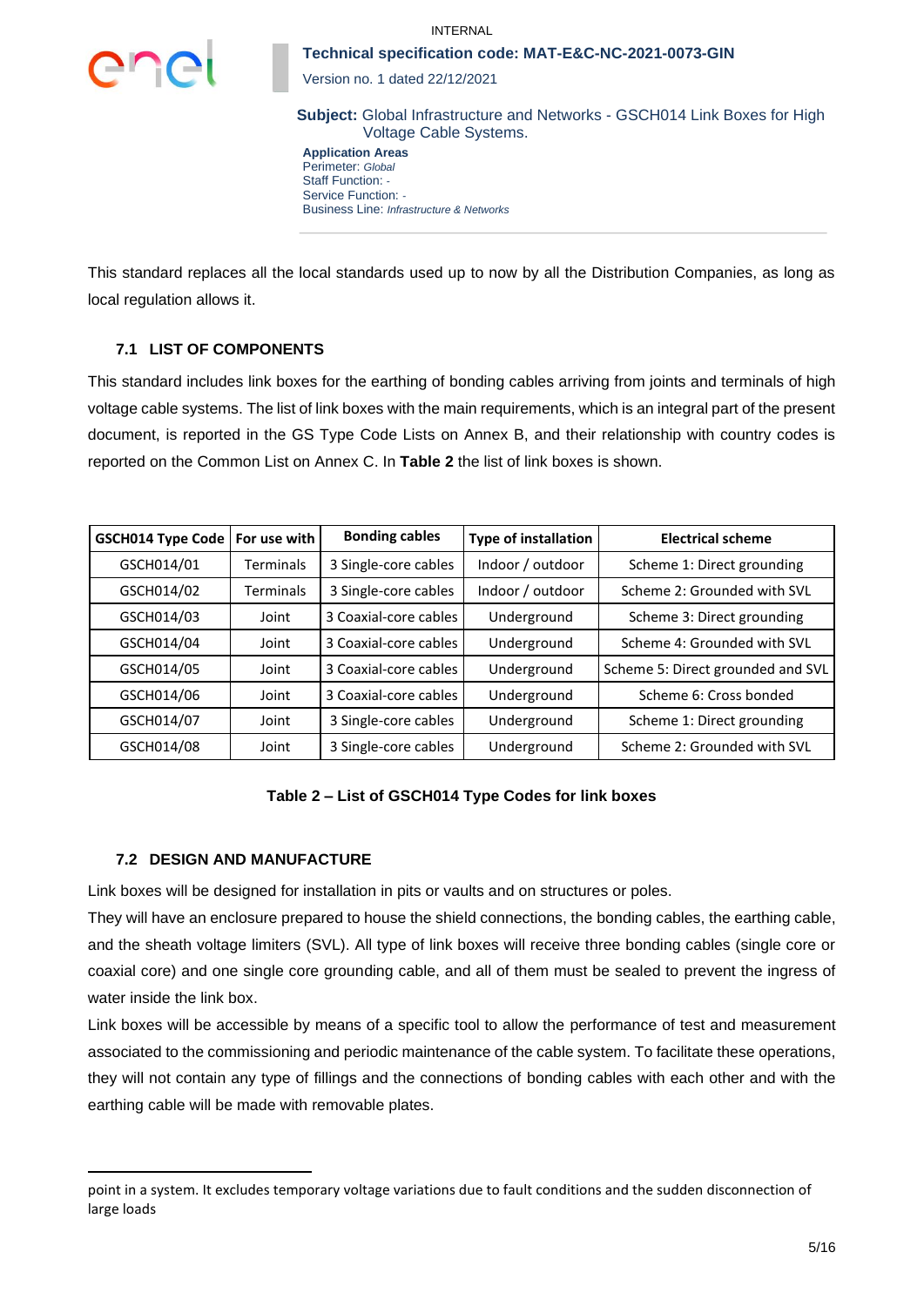This standard replaces all the local standards used up to now by all the Distribution Companies, as long as local regulation allows it.

### 7.1 LIST OF COMPONENTS

This standard includes link boxes for the earthing of bonding cables arriving from joints and terminals of high voltage cable systems. The list of link boxes with the main requirements, which is an integral part of the present document, is reported in the GS Type Code Lists on Annex B, and their relationship with country codes is reported on the Common List on Annex C. In **Table 2** the list of link boxes is shown.

| GSCH014 Type Code | For use with | Bonding cables | Type of installation | Electrical scheme |
|---|---|---|---|---|
| GSCH014/01 | Terminals | 3 Single-core cables | Indoor / outdoor | Scheme 1: Direct grounding |
| GSCH014/02 | Terminals | 3 Single-core cables | Indoor / outdoor | Scheme 2: Grounded with SVL |
| GSCH014/03 | Joint | 3 Coaxial-core cables | Underground | Scheme 3: Direct grounding |
| GSCH014/04 | Joint | 3 Coaxial-core cables | Underground | Scheme 4: Grounded with SVL |
| GSCH014/05 | Joint | 3 Coaxial-core cables | Underground | Scheme 5: Direct grounded and SVL |
| GSCH014/06 | Joint | 3 Coaxial-core cables | Underground | Scheme 6: Cross bonded |
| GSCH014/07 | Joint | 3 Single-core cables | Underground | Scheme 1: Direct grounding |
| GSCH014/08 | Joint | 3 Single-core cables | Underground | Scheme 2: Grounded with SVL |

**Table 2 – List of GSCH014 Type Codes for link boxes**

### 7.2 DESIGN AND MANUFACTURE

Link boxes will be designed for installation in pits or vaults and on structures or poles.

They will have an enclosure prepared to house the shield connections, the bonding cables, the earthing cable, and the sheath voltage limiters (SVL). All type of link boxes will receive three bonding cables (single core or coaxial core) and one single core grounding cable, and all of them must be sealed to prevent the ingress of water inside the link box.

Link boxes will be accessible by means of a specific tool to allow the performance of test and measurement associated to the commissioning and periodic maintenance of the cable system. To facilitate these operations, they will not contain any type of fillings and the connections of bonding cables with each other and with the earthing cable will be made with removable plates.

point in a system. It excludes temporary voltage variations due to fault conditions and the sudden disconnection of large loads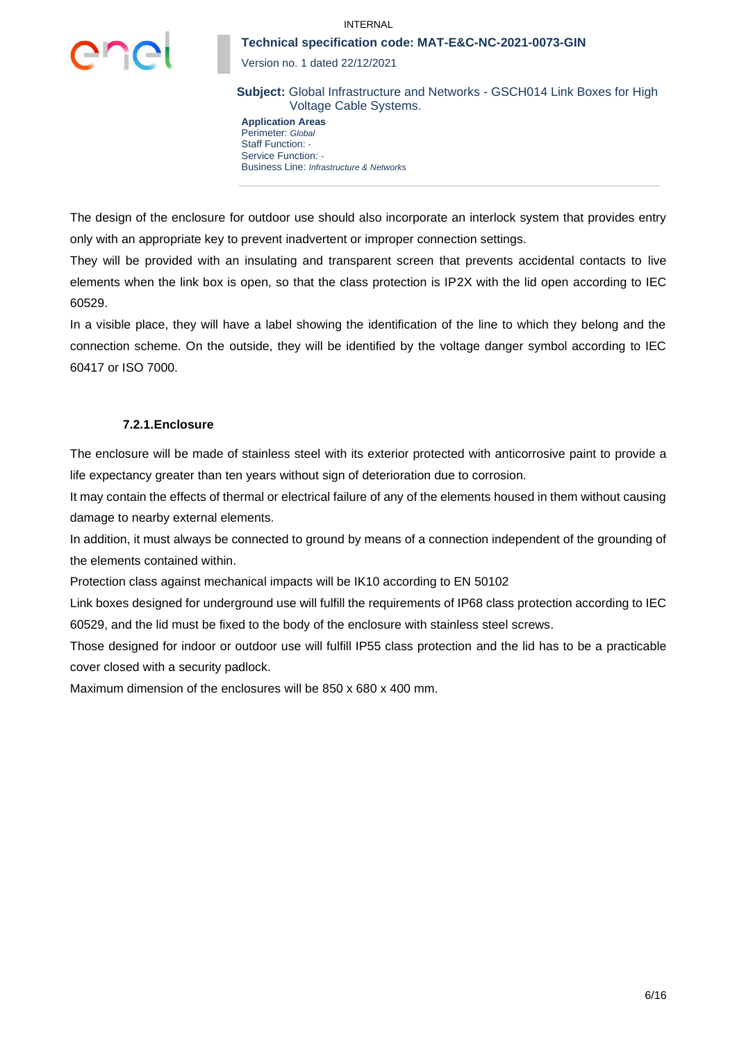The design of the enclosure for outdoor use should also incorporate an interlock system that provides entry only with an appropriate key to prevent inadvertent or improper connection settings.

They will be provided with an insulating and transparent screen that prevents accidental contacts to live elements when the link box is open, so that the class protection is IP2X with the lid open according to IEC 60529.

In a visible place, they will have a label showing the identification of the line to which they belong and the connection scheme. On the outside, they will be identified by the voltage danger symbol according to IEC 60417 or ISO 7000.

### 7.2.1. Enclosure

The enclosure will be made of stainless steel with its exterior protected with anticorrosive paint to provide a life expectancy greater than ten years without sign of deterioration due to corrosion.

It may contain the effects of thermal or electrical failure of any of the elements housed in them without causing damage to nearby external elements.

In addition, it must always be connected to ground by means of a connection independent of the grounding of the elements contained within.

Protection class against mechanical impacts will be IK10 according to EN 50102

Link boxes designed for underground use will fulfill the requirements of IP68 class protection according to IEC 60529, and the lid must be fixed to the body of the enclosure with stainless steel screws.

Those designed for indoor or outdoor use will fulfill IP55 class protection and the lid has to be a practicable cover closed with a security padlock.

Maximum dimension of the enclosures will be 850 x 680 x 400 mm.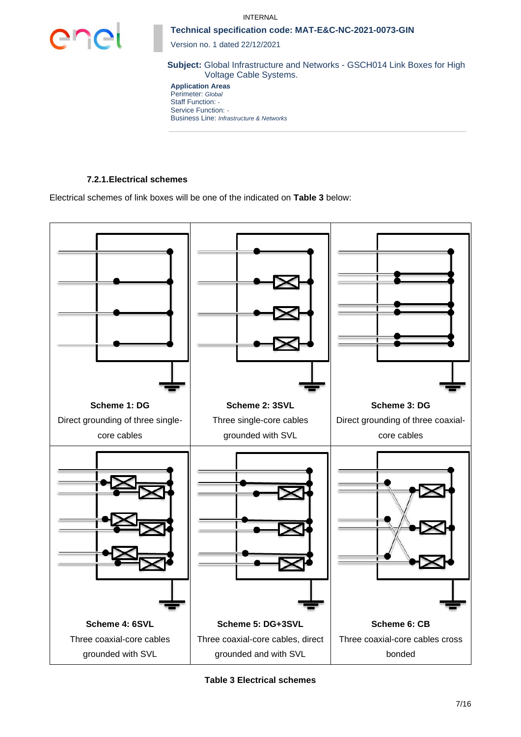#### 7.2.1. Electrical schemes

Electrical schemes of link boxes will be one of the indicated on **Table 3** below:

| **Scheme 1: DG**<br>Direct grounding of three single-core cables | **Scheme 2: 3SVL**<br>Three single-core cables grounded with SVL | **Scheme 3: DG**<br>Direct grounding of three coaxial-core cables |
|---|---|---|
| **Scheme 4: 6SVL**<br>Three coaxial-core cables grounded with SVL | **Scheme 5: DG+3SVL**<br>Three coaxial-core cables, direct grounded and with SVL | **Scheme 6: CB**<br>Three coaxial-core cables cross bonded |

**Table 3 Electrical schemes**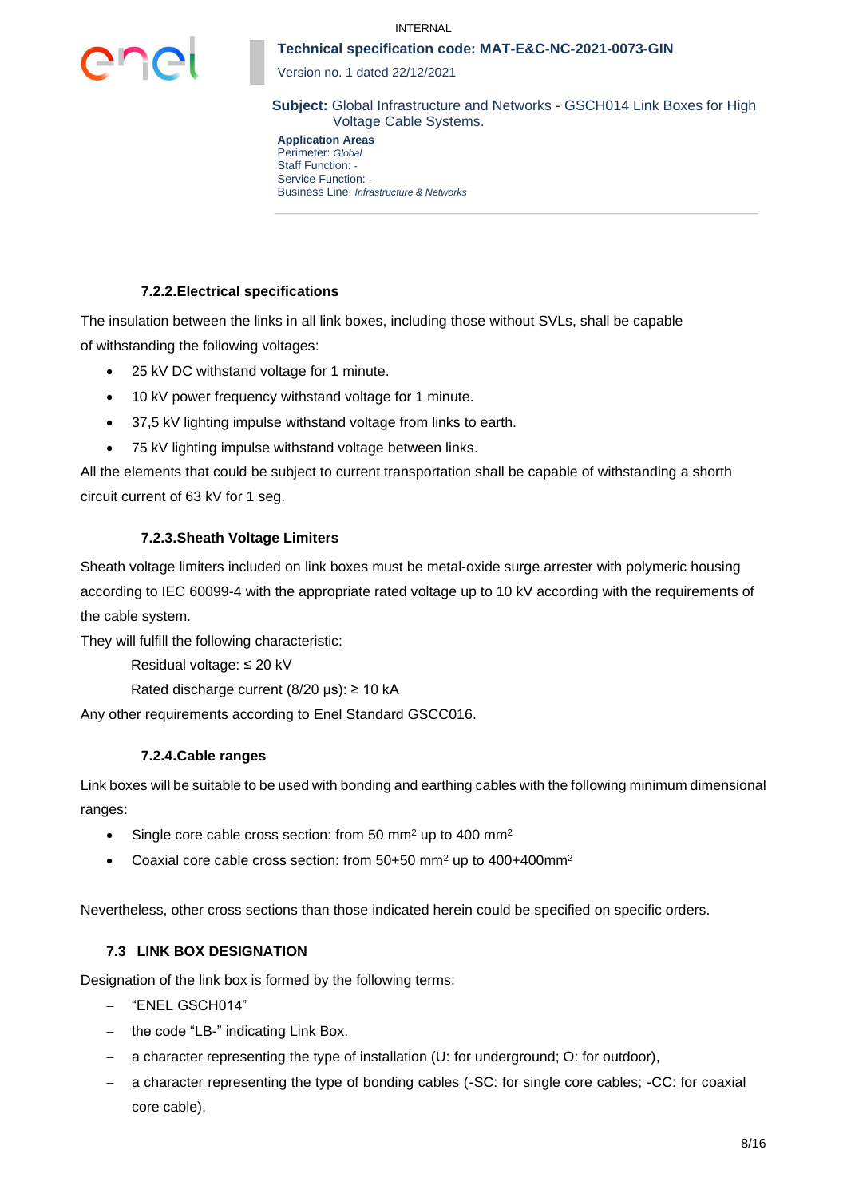#### 7.2.2. Electrical specifications

The insulation between the links in all link boxes, including those without SVLs, shall be capable of withstanding the following voltages:

- 25 kV DC withstand voltage for 1 minute.
- 10 kV power frequency withstand voltage for 1 minute.
- 37,5 kV lighting impulse withstand voltage from links to earth.
- 75 kV lighting impulse withstand voltage between links.

All the elements that could be subject to current transportation shall be capable of withstanding a shorth circuit current of 63 kV for 1 seg.

#### 7.2.3. Sheath Voltage Limiters

Sheath voltage limiters included on link boxes must be metal-oxide surge arrester with polymeric housing according to IEC 60099-4 with the appropriate rated voltage up to 10 kV according with the requirements of the cable system.

They will fulfill the following characteristic:

Residual voltage: ≤ 20 kV

Rated discharge current (8/20 μs): ≥ 10 kA

Any other requirements according to Enel Standard GSCC016.

#### 7.2.4. Cable ranges

Link boxes will be suitable to be used with bonding and earthing cables with the following minimum dimensional ranges:

- Single core cable cross section: from 50 mm$^2$ up to 400 mm$^2$
- Coaxial core cable cross section: from 50+50 mm$^2$ up to 400+400mm$^2$

Nevertheless, other cross sections than those indicated herein could be specified on specific orders.

### 7.3 LINK BOX DESIGNATION

Designation of the link box is formed by the following terms:

- “ENEL GSCH014”
- the code “LB-” indicating Link Box.
- a character representing the type of installation (U: for underground; O: for outdoor),
- a character representing the type of bonding cables (-SC: for single core cables; -CC: for coaxial core cable),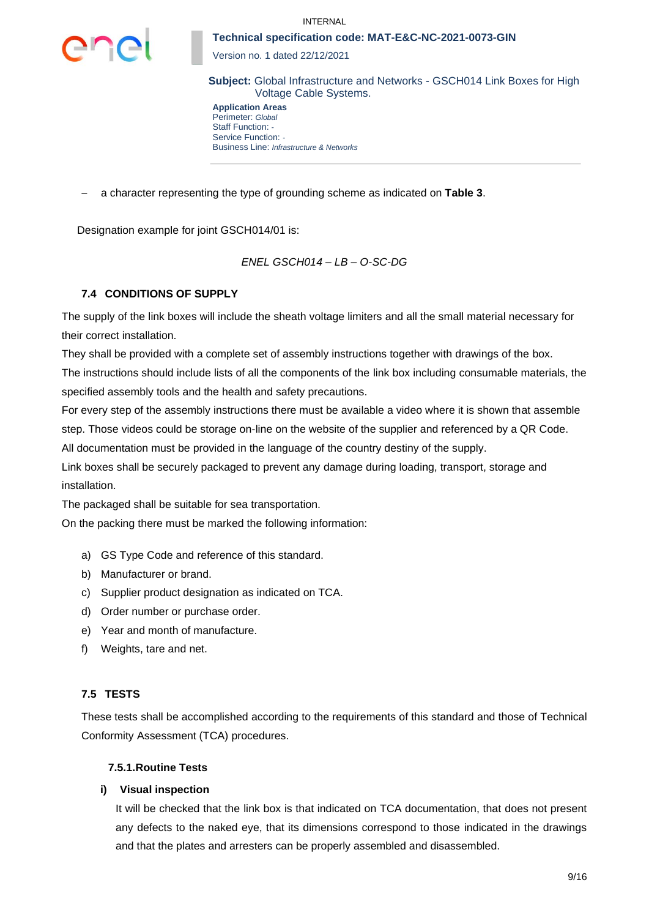- a character representing the type of grounding scheme as indicated on **Table 3**.

Designation example for joint GSCH014/01 is:

*ENEL GSCH014 – LB – O-SC-DG*

### 7.4 CONDITIONS OF SUPPLY

The supply of the link boxes will include the sheath voltage limiters and all the small material necessary for their correct installation.

They shall be provided with a complete set of assembly instructions together with drawings of the box.

The instructions should include lists of all the components of the link box including consumable materials, the specified assembly tools and the health and safety precautions.

For every step of the assembly instructions there must be available a video where it is shown that assemble step. Those videos could be storage on-line on the website of the supplier and referenced by a QR Code.

All documentation must be provided in the language of the country destiny of the supply.

Link boxes shall be securely packaged to prevent any damage during loading, transport, storage and installation.

The packaged shall be suitable for sea transportation.

On the packing there must be marked the following information:

a) GS Type Code and reference of this standard.
b) Manufacturer or brand.
c) Supplier product designation as indicated on TCA.
d) Order number or purchase order.
e) Year and month of manufacture.
f) Weights, tare and net.

### 7.5 TESTS

These tests shall be accomplished according to the requirements of this standard and those of Technical Conformity Assessment (TCA) procedures.

#### 7.5.1. Routine Tests

**i) Visual inspection**

It will be checked that the link box is that indicated on TCA documentation, that does not present any defects to the naked eye, that its dimensions correspond to those indicated in the drawings and that the plates and arresters can be properly assembled and disassembled.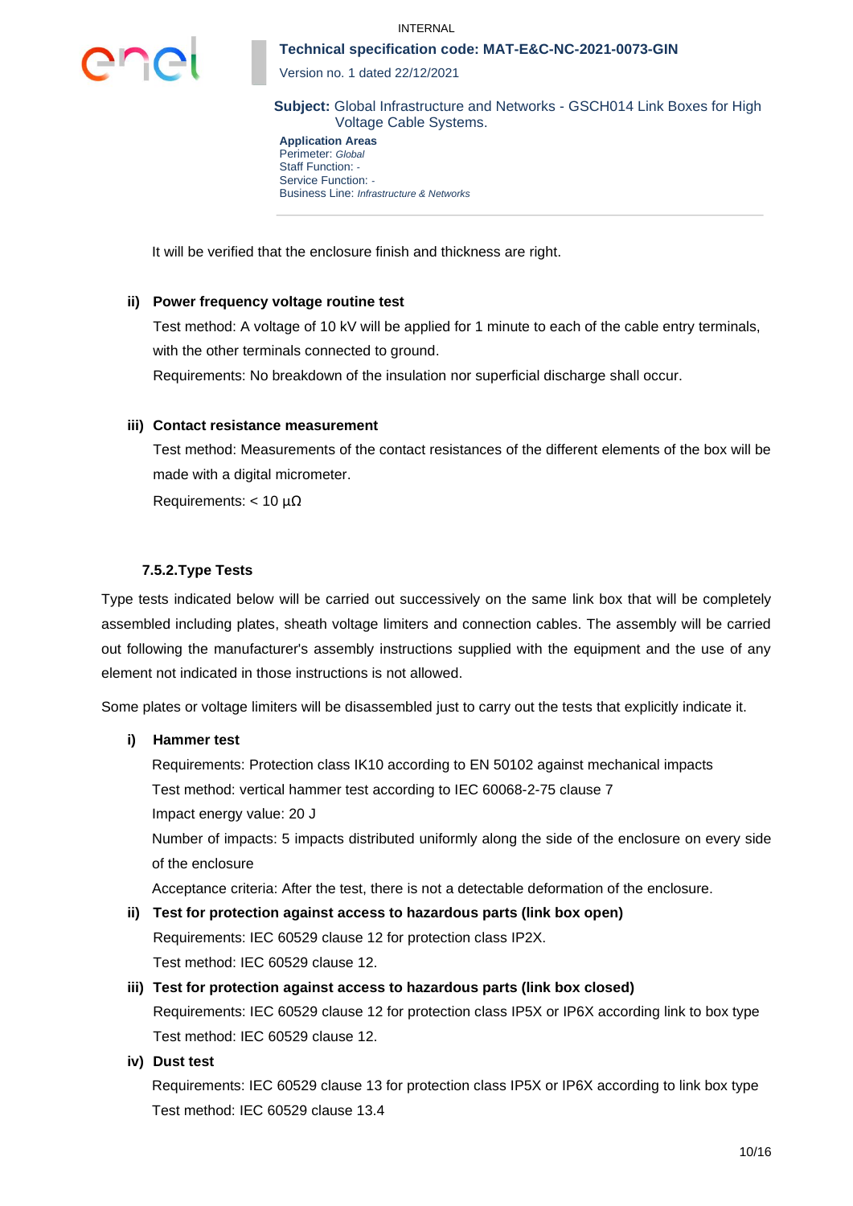It will be verified that the enclosure finish and thickness are right.

**ii) Power frequency voltage routine test**

Test method: A voltage of 10 kV will be applied for 1 minute to each of the cable entry terminals, with the other terminals connected to ground.

Requirements: No breakdown of the insulation nor superficial discharge shall occur.

**iii) Contact resistance measurement**

Test method: Measurements of the contact resistances of the different elements of the box will be made with a digital micrometer.

Requirements: < 10 µΩ

### 7.5.2. Type Tests

Type tests indicated below will be carried out successively on the same link box that will be completely assembled including plates, sheath voltage limiters and connection cables. The assembly will be carried out following the manufacturer's assembly instructions supplied with the equipment and the use of any element not indicated in those instructions is not allowed.

Some plates or voltage limiters will be disassembled just to carry out the tests that explicitly indicate it.

**i) Hammer test**

Requirements: Protection class IK10 according to EN 50102 against mechanical impacts

Test method: vertical hammer test according to IEC 60068-2-75 clause 7

Impact energy value: 20 J

Number of impacts: 5 impacts distributed uniformly along the side of the enclosure on every side of the enclosure

Acceptance criteria: After the test, there is not a detectable deformation of the enclosure.

**ii) Test for protection against access to hazardous parts (link box open)**

Requirements: IEC 60529 clause 12 for protection class IP2X.

Test method: IEC 60529 clause 12.

**iii) Test for protection against access to hazardous parts (link box closed)**

Requirements: IEC 60529 clause 12 for protection class IP5X or IP6X according link to box type

Test method: IEC 60529 clause 12.

**iv) Dust test**

Requirements: IEC 60529 clause 13 for protection class IP5X or IP6X according to link box type

Test method: IEC 60529 clause 13.4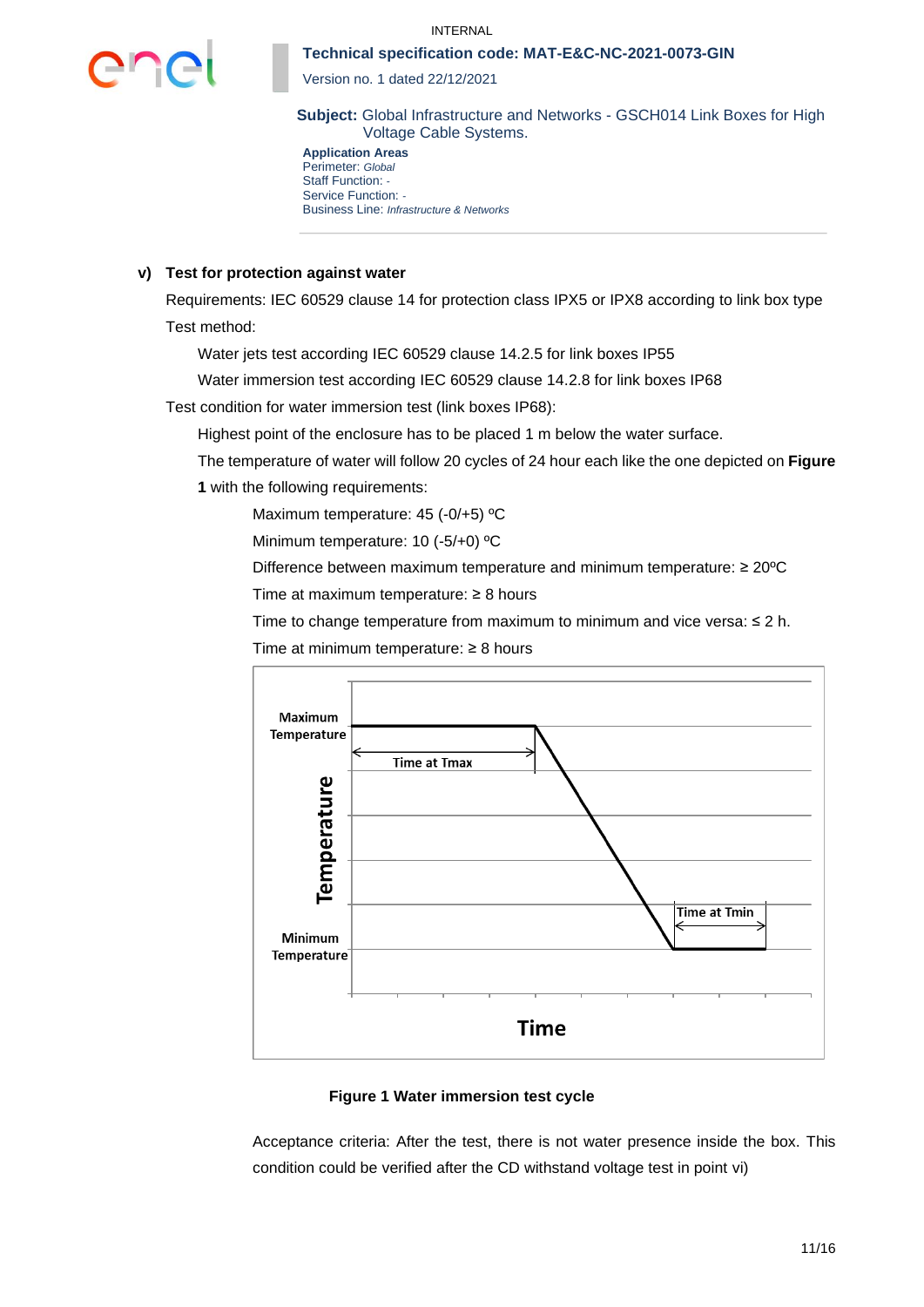**v) Test for protection against water**

Requirements: IEC 60529 clause 14 for protection class IPX5 or IPX8 according to link box type

Test method:

Water jets test according IEC 60529 clause 14.2.5 for link boxes IP55

Water immersion test according IEC 60529 clause 14.2.8 for link boxes IP68

Test condition for water immersion test (link boxes IP68):

Highest point of the enclosure has to be placed 1 m below the water surface.

The temperature of water will follow 20 cycles of 24 hour each like the one depicted on **Figure 1** with the following requirements:

Maximum temperature: 45 (-0/+5) ºC

Minimum temperature: 10 (-5/+0) ºC

Difference between maximum temperature and minimum temperature: ≥ 20ºC

Time at maximum temperature: ≥ 8 hours

Time to change temperature from maximum to minimum and vice versa: ≤ 2 h.

Time at minimum temperature: ≥ 8 hours

**Figure 1 Water immersion test cycle**

Acceptance criteria: After the test, there is not water presence inside the box. This condition could be verified after the CD withstand voltage test in point vi)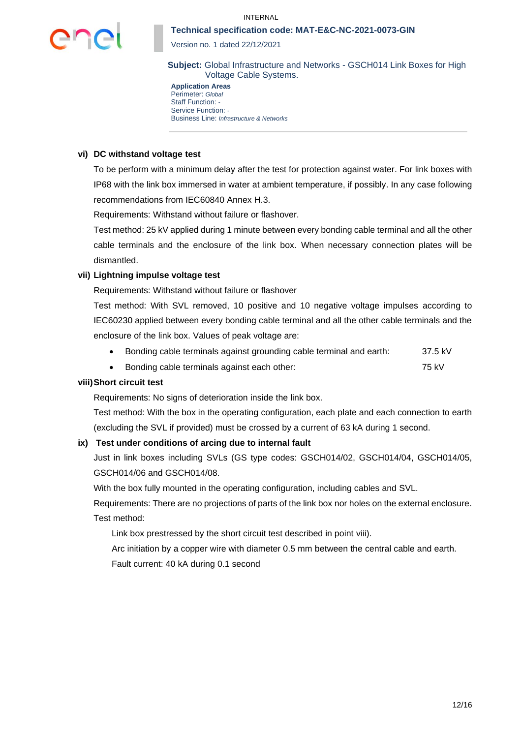**vi) DC withstand voltage test**

To be perform with a minimum delay after the test for protection against water. For link boxes with IP68 with the link box immersed in water at ambient temperature, if possibly. In any case following recommendations from IEC60840 Annex H.3.

Requirements: Withstand without failure or flashover.

Test method: 25 kV applied during 1 minute between every bonding cable terminal and all the other cable terminals and the enclosure of the link box. When necessary connection plates will be dismantled.

**vii) Lightning impulse voltage test**

Requirements: Withstand without failure or flashover

Test method: With SVL removed, 10 positive and 10 negative voltage impulses according to IEC60230 applied between every bonding cable terminal and all the other cable terminals and the enclosure of the link box. Values of peak voltage are:

- Bonding cable terminals against grounding cable terminal and earth: 37.5 kV
- Bonding cable terminals against each other: 75 kV

**viii) Short circuit test**

Requirements: No signs of deterioration inside the link box.

Test method: With the box in the operating configuration, each plate and each connection to earth (excluding the SVL if provided) must be crossed by a current of 63 kA during 1 second.

**ix) Test under conditions of arcing due to internal fault**

Just in link boxes including SVLs (GS type codes: GSCH014/02, GSCH014/04, GSCH014/05, GSCH014/06 and GSCH014/08.

With the box fully mounted in the operating configuration, including cables and SVL.

Requirements: There are no projections of parts of the link box nor holes on the external enclosure.

Test method:

Link box prestressed by the short circuit test described in point viii).

Arc initiation by a copper wire with diameter 0.5 mm between the central cable and earth.

Fault current: 40 kA during 0.1 second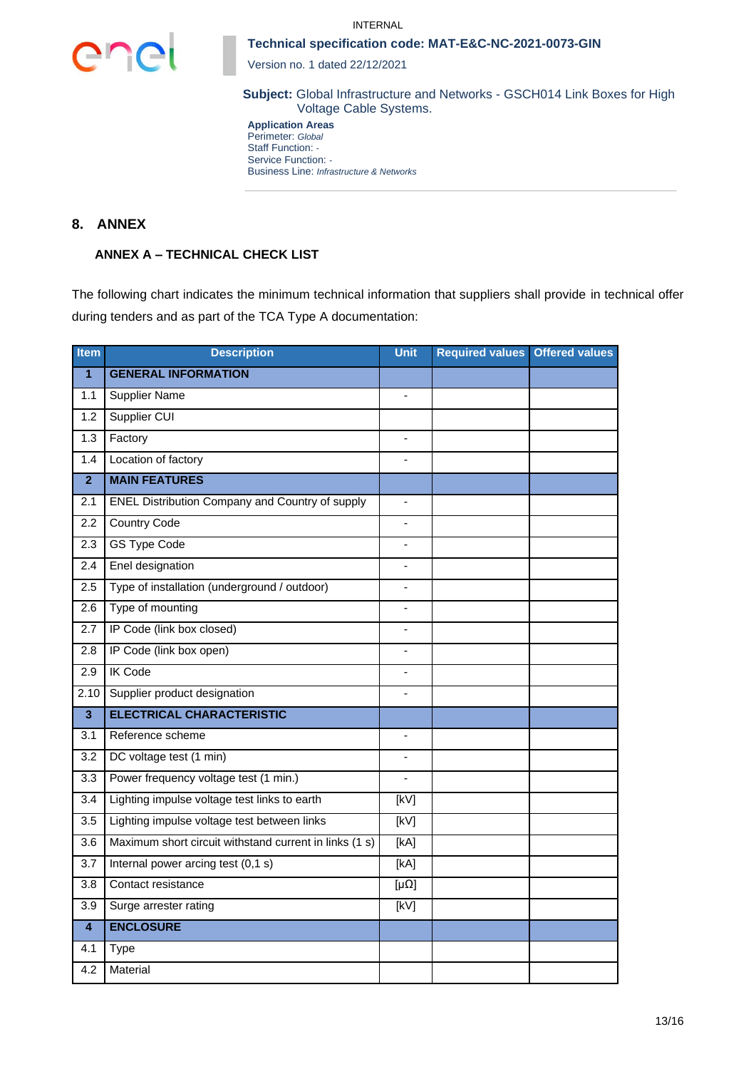## 8. ANNEX

### ANNEX A – TECHNICAL CHECK LIST

The following chart indicates the minimum technical information that suppliers shall provide in technical offer during tenders and as part of the TCA Type A documentation:

| Item | Description | Unit | Required values | Offered values |
|---|---|---|---|---|
| **1** | **GENERAL INFORMATION** | | | |
| 1.1 | Supplier Name | - | | |
| 1.2 | Supplier CUI | | | |
| 1.3 | Factory | - | | |
| 1.4 | Location of factory | - | | |
| **2** | **MAIN FEATURES** | | | |
| 2.1 | ENEL Distribution Company and Country of supply | - | | |
| 2.2 | Country Code | - | | |
| 2.3 | GS Type Code | - | | |
| 2.4 | Enel designation | - | | |
| 2.5 | Type of installation (underground / outdoor) | - | | |
| 2.6 | Type of mounting | - | | |
| 2.7 | IP Code (link box closed) | - | | |
| 2.8 | IP Code (link box open) | - | | |
| 2.9 | IK Code | - | | |
| 2.10 | Supplier product designation | - | | |
| **3** | **ELECTRICAL CHARACTERISTIC** | | | |
| 3.1 | Reference scheme | - | | |
| 3.2 | DC voltage test (1 min) | - | | |
| 3.3 | Power frequency voltage test (1 min.) | - | | |
| 3.4 | Lighting impulse voltage test links to earth | [kV] | | |
| 3.5 | Lighting impulse voltage test between links | [kV] | | |
| 3.6 | Maximum short circuit withstand current in links (1 s) | [kA] | | |
| 3.7 | Internal power arcing test (0,1 s) | [kA] | | |
| 3.8 | Contact resistance | [μΩ] | | |
| 3.9 | Surge arrester rating | [kV] | | |
| **4** | **ENCLOSURE** | | | |
| 4.1 | Type | | | |
| 4.2 | Material | | | |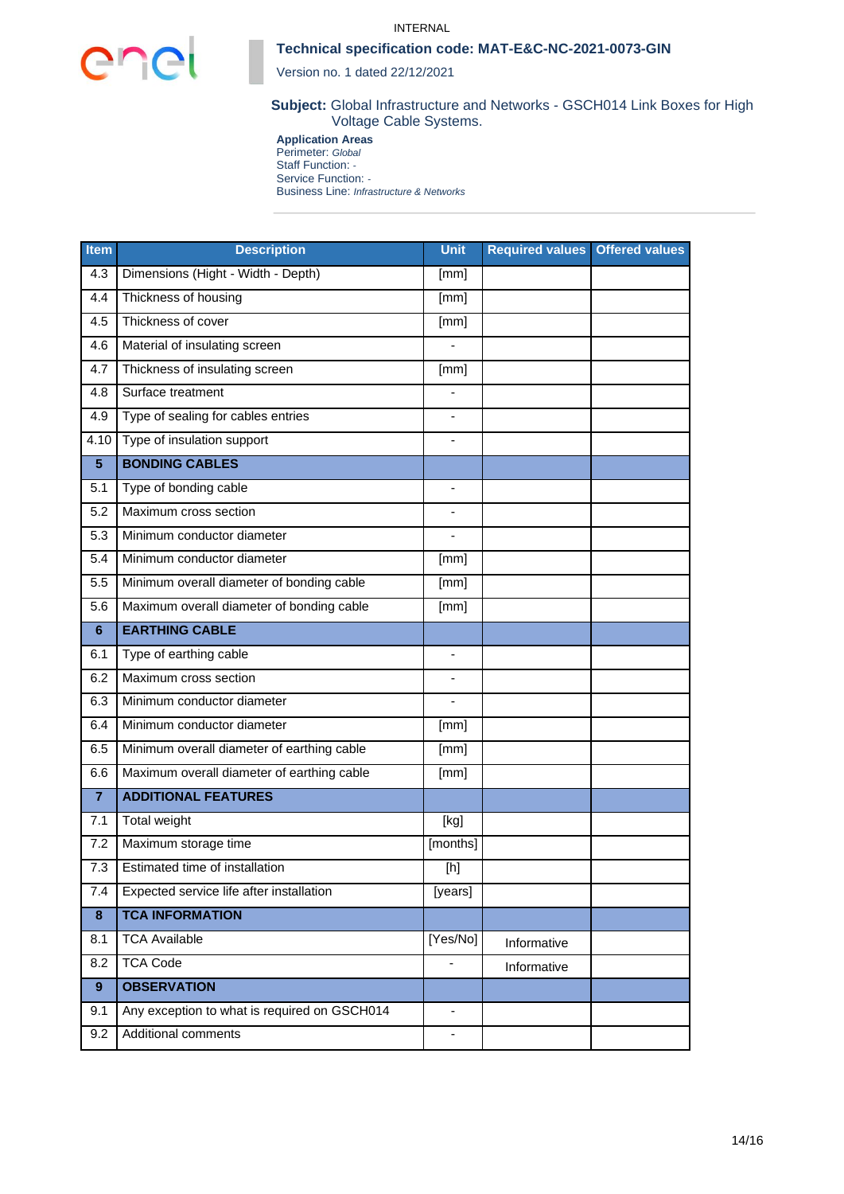INTERNAL

**Technical specification code: MAT-E&C-NC-2021-0073-GIN**

Version no. 1 dated 22/12/2021

**Subject:** Global Infrastructure and Networks - GSCH014 Link Boxes for High Voltage Cable Systems.

**Application Areas**
Perimeter: *Global*
Staff Function: -
Service Function: -
Business Line: *Infrastructure & Networks*

| Item | Description | Unit | Required values | Offered values |
|---|---|---|---|---|
| 4.3 | Dimensions (Hight - Width - Depth) | [mm] | | |
| 4.4 | Thickness of housing | [mm] | | |
| 4.5 | Thickness of cover | [mm] | | |
| 4.6 | Material of insulating screen | - | | |
| 4.7 | Thickness of insulating screen | [mm] | | |
| 4.8 | Surface treatment | - | | |
| 4.9 | Type of sealing for cables entries | - | | |
| 4.10 | Type of insulation support | - | | |
| **5** | **BONDING CABLES** | | | |
| 5.1 | Type of bonding cable | - | | |
| 5.2 | Maximum cross section | - | | |
| 5.3 | Minimum conductor diameter | - | | |
| 5.4 | Minimum conductor diameter | [mm] | | |
| 5.5 | Minimum overall diameter of bonding cable | [mm] | | |
| 5.6 | Maximum overall diameter of bonding cable | [mm] | | |
| **6** | **EARTHING CABLE** | | | |
| 6.1 | Type of earthing cable | - | | |
| 6.2 | Maximum cross section | - | | |
| 6.3 | Minimum conductor diameter | - | | |
| 6.4 | Minimum conductor diameter | [mm] | | |
| 6.5 | Minimum overall diameter of earthing cable | [mm] | | |
| 6.6 | Maximum overall diameter of earthing cable | [mm] | | |
| **7** | **ADDITIONAL FEATURES** | | | |
| 7.1 | Total weight | [kg] | | |
| 7.2 | Maximum storage time | [months] | | |
| 7.3 | Estimated time of installation | [h] | | |
| 7.4 | Expected service life after installation | [years] | | |
| **8** | **TCA INFORMATION** | | | |
| 8.1 | TCA Available | [Yes/No] | Informative | |
| 8.2 | TCA Code | - | Informative | |
| **9** | **OBSERVATION** | | | |
| 9.1 | Any exception to what is required on GSCH014 | - | | |
| 9.2 | Additional comments | - | | |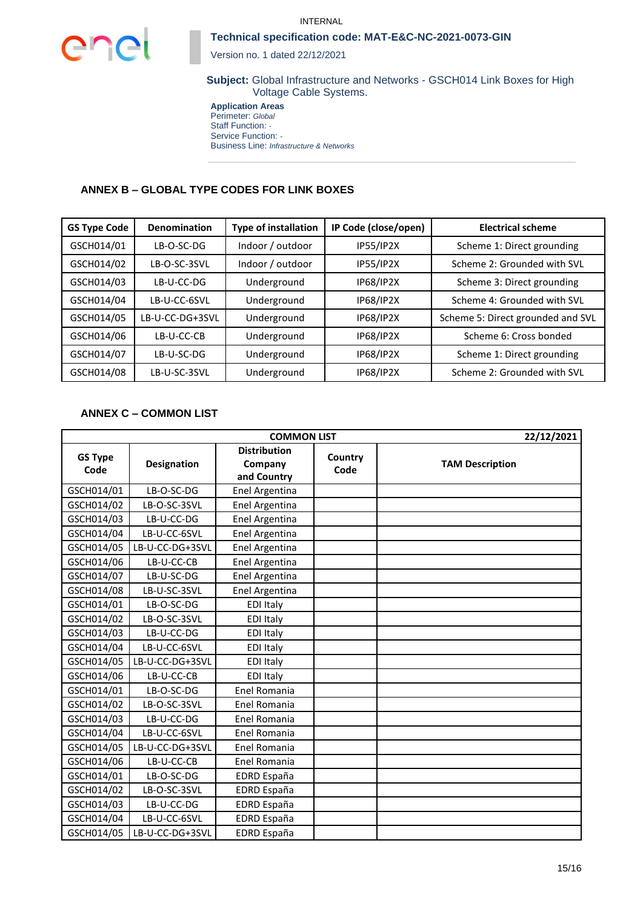## ANNEX B – GLOBAL TYPE CODES FOR LINK BOXES

| GS Type Code | Denomination | Type of installation | IP Code (close/open) | Electrical scheme |
|---|---|---|---|---|
| GSCH014/01 | LB-O-SC-DG | Indoor / outdoor | IP55/IP2X | Scheme 1: Direct grounding |
| GSCH014/02 | LB-O-SC-3SVL | Indoor / outdoor | IP55/IP2X | Scheme 2: Grounded with SVL |
| GSCH014/03 | LB-U-CC-DG | Underground | IP68/IP2X | Scheme 3: Direct grounding |
| GSCH014/04 | LB-U-CC-6SVL | Underground | IP68/IP2X | Scheme 4: Grounded with SVL |
| GSCH014/05 | LB-U-CC-DG+3SVL | Underground | IP68/IP2X | Scheme 5: Direct grounded and SVL |
| GSCH014/06 | LB-U-CC-CB | Underground | IP68/IP2X | Scheme 6: Cross bonded |
| GSCH014/07 | LB-U-SC-DG | Underground | IP68/IP2X | Scheme 1: Direct grounding |
| GSCH014/08 | LB-U-SC-3SVL | Underground | IP68/IP2X | Scheme 2: Grounded with SVL |

## ANNEX C – COMMON LIST

| COMMON LIST | | | | 22/12/2021 |
|---|---|---|---|---|
| GS Type Code | Designation | Distribution Company and Country | Country Code | TAM Description |
| GSCH014/01 | LB-O-SC-DG | Enel Argentina | | |
| GSCH014/02 | LB-O-SC-3SVL | Enel Argentina | | |
| GSCH014/03 | LB-U-CC-DG | Enel Argentina | | |
| GSCH014/04 | LB-U-CC-6SVL | Enel Argentina | | |
| GSCH014/05 | LB-U-CC-DG+3SVL | Enel Argentina | | |
| GSCH014/06 | LB-U-CC-CB | Enel Argentina | | |
| GSCH014/07 | LB-U-SC-DG | Enel Argentina | | |
| GSCH014/08 | LB-U-SC-3SVL | Enel Argentina | | |
| GSCH014/01 | LB-O-SC-DG | EDI Italy | | |
| GSCH014/02 | LB-O-SC-3SVL | EDI Italy | | |
| GSCH014/03 | LB-U-CC-DG | EDI Italy | | |
| GSCH014/04 | LB-U-CC-6SVL | EDI Italy | | |
| GSCH014/05 | LB-U-CC-DG+3SVL | EDI Italy | | |
| GSCH014/06 | LB-U-CC-CB | EDI Italy | | |
| GSCH014/01 | LB-O-SC-DG | Enel Romania | | |
| GSCH014/02 | LB-O-SC-3SVL | Enel Romania | | |
| GSCH014/03 | LB-U-CC-DG | Enel Romania | | |
| GSCH014/04 | LB-U-CC-6SVL | Enel Romania | | |
| GSCH014/05 | LB-U-CC-DG+3SVL | Enel Romania | | |
| GSCH014/06 | LB-U-CC-CB | Enel Romania | | |
| GSCH014/01 | LB-O-SC-DG | EDRD España | | |
| GSCH014/02 | LB-O-SC-3SVL | EDRD España | | |
| GSCH014/03 | LB-U-CC-DG | EDRD España | | |
| GSCH014/04 | LB-U-CC-6SVL | EDRD España | | |
| GSCH014/05 | LB-U-CC-DG+3SVL | EDRD España | | |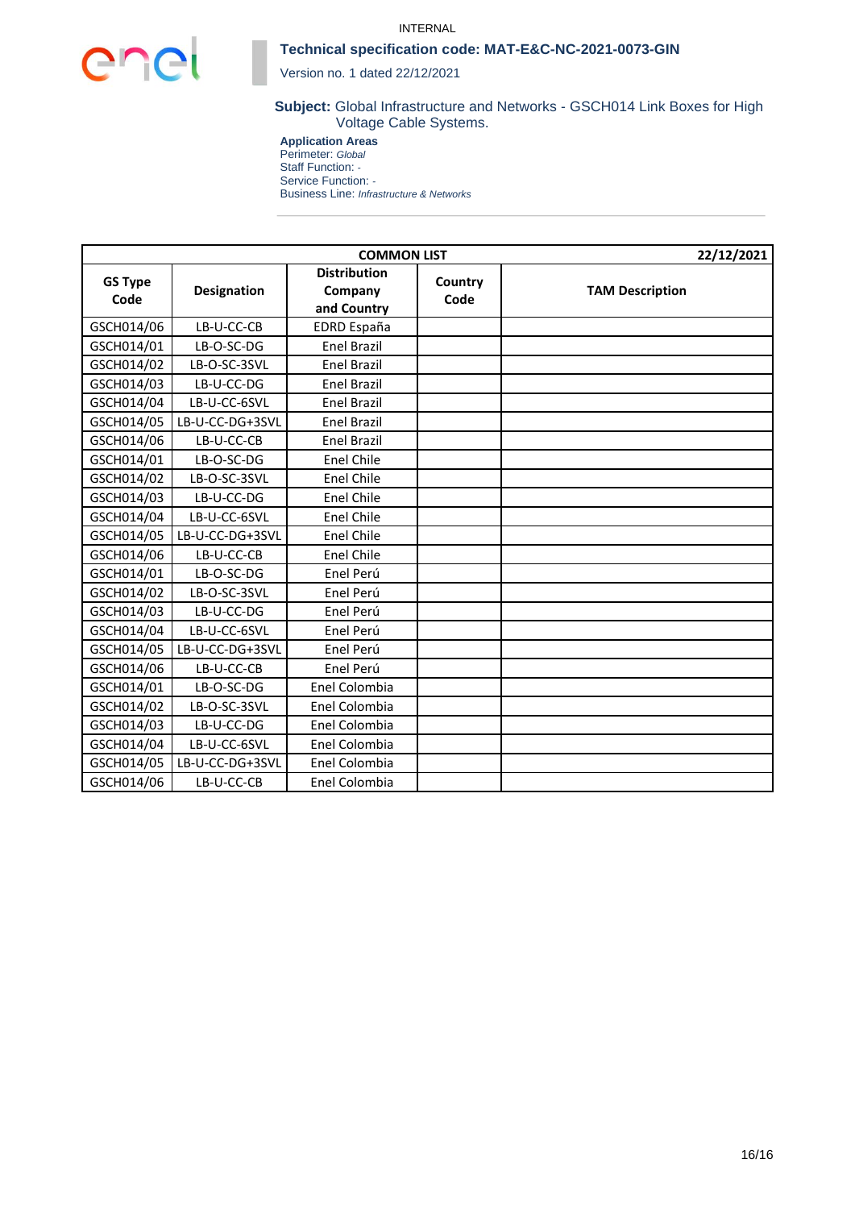| COMMON LIST | | | | 22/12/2021 |
|---|---|---|---|---|
| GS Type Code | Designation | Distribution Company and Country | Country Code | TAM Description |
| GSCH014/06 | LB-U-CC-CB | EDRD España | | |
| GSCH014/01 | LB-O-SC-DG | Enel Brazil | | |
| GSCH014/02 | LB-O-SC-3SVL | Enel Brazil | | |
| GSCH014/03 | LB-U-CC-DG | Enel Brazil | | |
| GSCH014/04 | LB-U-CC-6SVL | Enel Brazil | | |
| GSCH014/05 | LB-U-CC-DG+3SVL | Enel Brazil | | |
| GSCH014/06 | LB-U-CC-CB | Enel Brazil | | |
| GSCH014/01 | LB-O-SC-DG | Enel Chile | | |
| GSCH014/02 | LB-O-SC-3SVL | Enel Chile | | |
| GSCH014/03 | LB-U-CC-DG | Enel Chile | | |
| GSCH014/04 | LB-U-CC-6SVL | Enel Chile | | |
| GSCH014/05 | LB-U-CC-DG+3SVL | Enel Chile | | |
| GSCH014/06 | LB-U-CC-CB | Enel Chile | | |
| GSCH014/01 | LB-O-SC-DG | Enel Perú | | |
| GSCH014/02 | LB-O-SC-3SVL | Enel Perú | | |
| GSCH014/03 | LB-U-CC-DG | Enel Perú | | |
| GSCH014/04 | LB-U-CC-6SVL | Enel Perú | | |
| GSCH014/05 | LB-U-CC-DG+3SVL | Enel Perú | | |
| GSCH014/06 | LB-U-CC-CB | Enel Perú | | |
| GSCH014/01 | LB-O-SC-DG | Enel Colombia | | |
| GSCH014/02 | LB-O-SC-3SVL | Enel Colombia | | |
| GSCH014/03 | LB-U-CC-DG | Enel Colombia | | |
| GSCH014/04 | LB-U-CC-6SVL | Enel Colombia | | |
| GSCH014/05 | LB-U-CC-DG+3SVL | Enel Colombia | | |
| GSCH014/06 | LB-U-CC-CB | Enel Colombia | | |